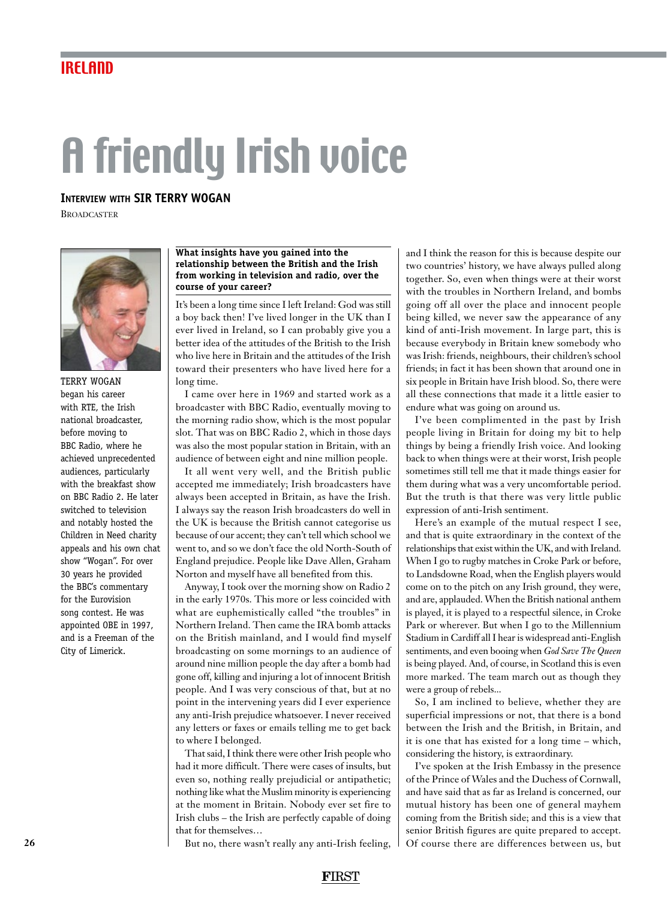IRELAND

# A friendly Irish voice

**INTERVIEW WITH SIR TERRY WOGAN**

BROADCASTER

TERRY WOGAN began his career with RTE, the Irish national broadcaster, before moving to BBC Radio, where he achieved unprecedented audiences, particularly with the breakfast show on BBC Radio 2. He later switched to television and notably hosted the Children in Need charity appeals and his own chat show "Wogan". For over 30 years he provided the BBC's commentary for the Eurovision song contest. He was appointed OBE in 1997, and is a Freeman of the City of Limerick.

**What insights have you gained into the relationship between the British and the Irish from working in television and radio, over the course of your career?**

It's been a long time since I left Ireland: God was still a boy back then! I've lived longer in the UK than I ever lived in Ireland, so I can probably give you a better idea of the attitudes of the British to the Irish who live here in Britain and the attitudes of the Irish toward their presenters who have lived here for a long time.

I came over here in 1969 and started work as a broadcaster with BBC Radio, eventually moving to the morning radio show, which is the most popular slot. That was on BBC Radio 2, which in those days was also the most popular station in Britain, with an audience of between eight and nine million people.

It all went very well, and the British public accepted me immediately; Irish broadcasters have always been accepted in Britain, as have the Irish. I always say the reason Irish broadcasters do well in the UK is because the British cannot categorise us because of our accent; they can't tell which school we went to, and so we don't face the old North-South of England prejudice. People like Dave Allen, Graham Norton and myself have all benefited from this.

Anyway, I took over the morning show on Radio 2 in the early 1970s. This more or less coincided with what are euphemistically called "the troubles" in Northern Ireland. Then came the IRA bomb attacks on the British mainland, and I would find myself broadcasting on some mornings to an audience of around nine million people the day after a bomb had gone off, killing and injuring a lot of innocent British people. And I was very conscious of that, but at no point in the intervening years did I ever experience any anti-Irish prejudice whatsoever. I never received any letters or faxes or emails telling me to get back to where I belonged.

That said, I think there were other Irish people who had it more difficult. There were cases of insults, but even so, nothing really prejudicial or antipathetic; nothing like what the Muslim minority is experiencing at the moment in Britain. Nobody ever set fire to Irish clubs – the Irish are perfectly capable of doing that for themselves…

But no, there wasn't really any anti-Irish feeling, and I think the reason for this is because despite our two countries' history, we have always pulled along together. So, even when things were at their worst with the troubles in Northern Ireland, and bombs going off all over the place and innocent people being killed, we never saw the appearance of any kind of anti-Irish movement. In large part, this is because everybody in Britain knew somebody who was Irish: friends, neighbours, their children's school friends; in fact it has been shown that around one in six people in Britain have Irish blood. So, there were all these connections that made it a little easier to endure what was going on around us.

I've been complimented in the past by Irish people living in Britain for doing my bit to help things by being a friendly Irish voice. And looking back to when things were at their worst, Irish people sometimes still tell me that it made things easier for them during what was a very uncomfortable period. But the truth is that there was very little public expression of anti-Irish sentiment.

Here's an example of the mutual respect I see, and that is quite extraordinary in the context of the relationships that exist within the UK, and with Ireland. When I go to rugby matches in Croke Park or before, to Landsdowne Road, when the English players would come on to the pitch on any Irish ground, they were, and are, applauded. When the British national anthem is played, it is played to a respectful silence, in Croke Park or wherever. But when I go to the Millennium Stadium in Cardiff all I hear is widespread anti-English sentiments, and even booing when *God Save The Queen* is being played. And, of course, in Scotland this is even more marked. The team march out as though they were a group of rebels...

So, I am inclined to believe, whether they are superficial impressions or not, that there is a bond between the Irish and the British, in Britain, and it is one that has existed for a long time – which, considering the history, is extraordinary.

I've spoken at the Irish Embassy in the presence of the Prince of Wales and the Duchess of Cornwall, and have said that as far as Ireland is concerned, our mutual history has been one of general mayhem coming from the British side; and this is a view that senior British figures are quite prepared to accept. Of course there are differences between us, but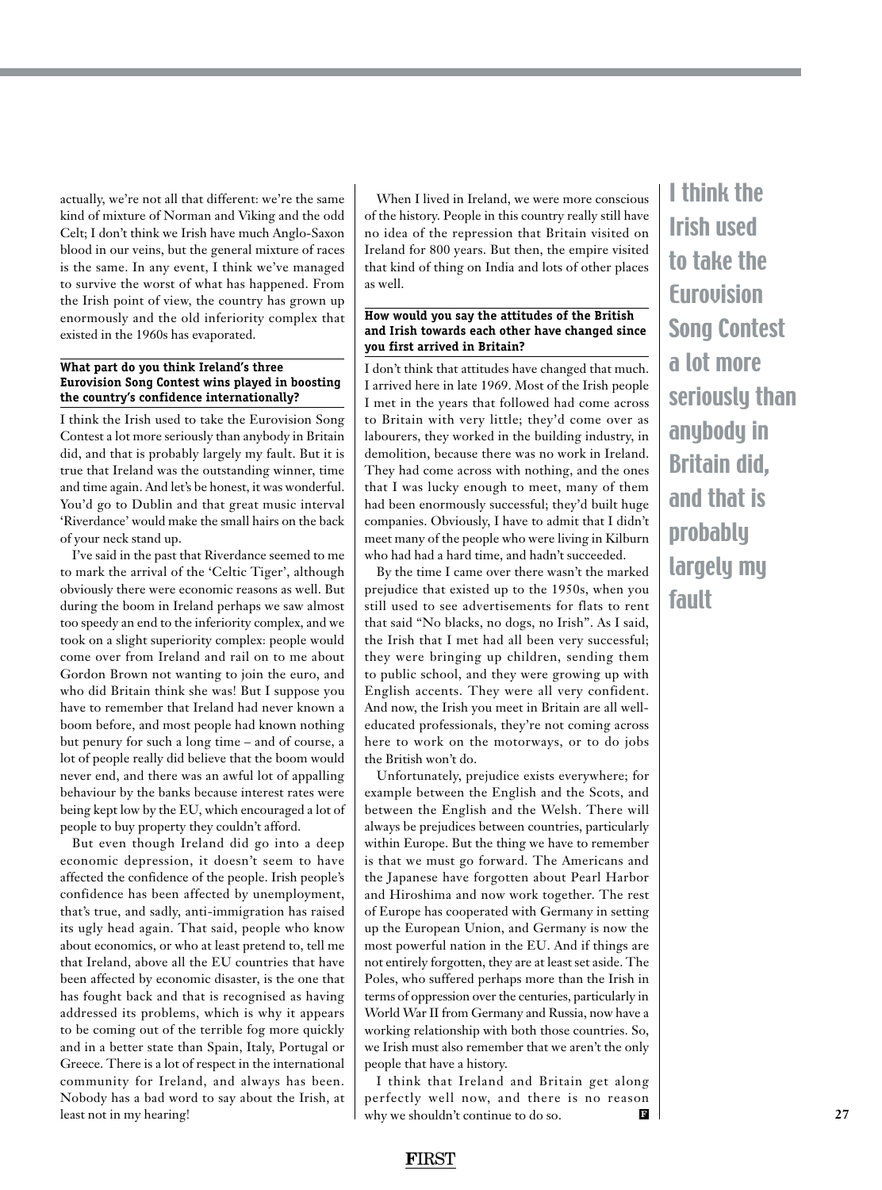actually, we're not all that different: we're the same kind of mixture of Norman and Viking and the odd Celt; I don't think we Irish have much Anglo-Saxon blood in our veins, but the general mixture of races is the same. In any event, I think we've managed to survive the worst of what has happened. From the Irish point of view, the country has grown up enormously and the old inferiority complex that existed in the 1960s has evaporated.

**What part do you think Ireland's three Eurovision Song Contest wins played in boosting the country's confidence internationally?**

I think the Irish used to take the Eurovision Song Contest a lot more seriously than anybody in Britain did, and that is probably largely my fault. But it is true that Ireland was the outstanding winner, time and time again. And let's be honest, it was wonderful. You'd go to Dublin and that great music interval 'Riverdance' would make the small hairs on the back of your neck stand up.

I've said in the past that Riverdance seemed to me to mark the arrival of the 'Celtic Tiger', although obviously there were economic reasons as well. But during the boom in Ireland perhaps we saw almost too speedy an end to the inferiority complex, and we took on a slight superiority complex: people would come over from Ireland and rail on to me about Gordon Brown not wanting to join the euro, and who did Britain think she was! But I suppose you have to remember that Ireland had never known a boom before, and most people had known nothing but penury for such a long time – and of course, a lot of people really did believe that the boom would never end, and there was an awful lot of appalling behaviour by the banks because interest rates were being kept low by the EU, which encouraged a lot of people to buy property they couldn't afford.

But even though Ireland did go into a deep economic depression, it doesn't seem to have affected the confidence of the people. Irish people's confidence has been affected by unemployment, that's true, and sadly, anti-immigration has raised its ugly head again. That said, people who know about economics, or who at least pretend to, tell me that Ireland, above all the EU countries that have been affected by economic disaster, is the one that has fought back and that is recognised as having addressed its problems, which is why it appears to be coming out of the terrible fog more quickly and in a better state than Spain, Italy, Portugal or Greece. There is a lot of respect in the international community for Ireland, and always has been. Nobody has a bad word to say about the Irish, at least not in my hearing!

When I lived in Ireland, we were more conscious of the history. People in this country really still have no idea of the repression that Britain visited on Ireland for 800 years. But then, the empire visited that kind of thing on India and lots of other places as well.

**How would you say the attitudes of the British and Irish towards each other have changed since you first arrived in Britain?**

I don't think that attitudes have changed that much. I arrived here in late 1969. Most of the Irish people I met in the years that followed had come across to Britain with very little; they'd come over as labourers, they worked in the building industry, in demolition, because there was no work in Ireland. They had come across with nothing, and the ones that I was lucky enough to meet, many of them had been enormously successful; they'd built huge companies. Obviously, I have to admit that I didn't meet many of the people who were living in Kilburn who had had a hard time, and hadn't succeeded.

By the time I came over there wasn't the marked prejudice that existed up to the 1950s, when you still used to see advertisements for flats to rent that said "No blacks, no dogs, no Irish". As I said, the Irish that I met had all been very successful; they were bringing up children, sending them to public school, and they were growing up with English accents. They were all very confident. And now, the Irish you meet in Britain are all well-educated professionals, they're not coming across here to work on the motorways, or to do jobs the British won't do.

Unfortunately, prejudice exists everywhere; for example between the English and the Scots, and between the English and the Welsh. There will always be prejudices between countries, particularly within Europe. But the thing we have to remember is that we must go forward. The Americans and the Japanese have forgotten about Pearl Harbor and Hiroshima and now work together. The rest of Europe has cooperated with Germany in setting up the European Union, and Germany is now the most powerful nation in the EU. And if things are not entirely forgotten, they are at least set aside. The Poles, who suffered perhaps more than the Irish in terms of oppression over the centuries, particularly in World War II from Germany and Russia, now have a working relationship with both those countries. So, we Irish must also remember that we aren't the only people that have a history.

I think that Ireland and Britain get along perfectly well now, and there is no reason why we shouldn't continue to do so.

> I think the Irish used to take the Eurovision Song Contest a lot more seriously than anybody in Britain did, and that is probably largely my fault